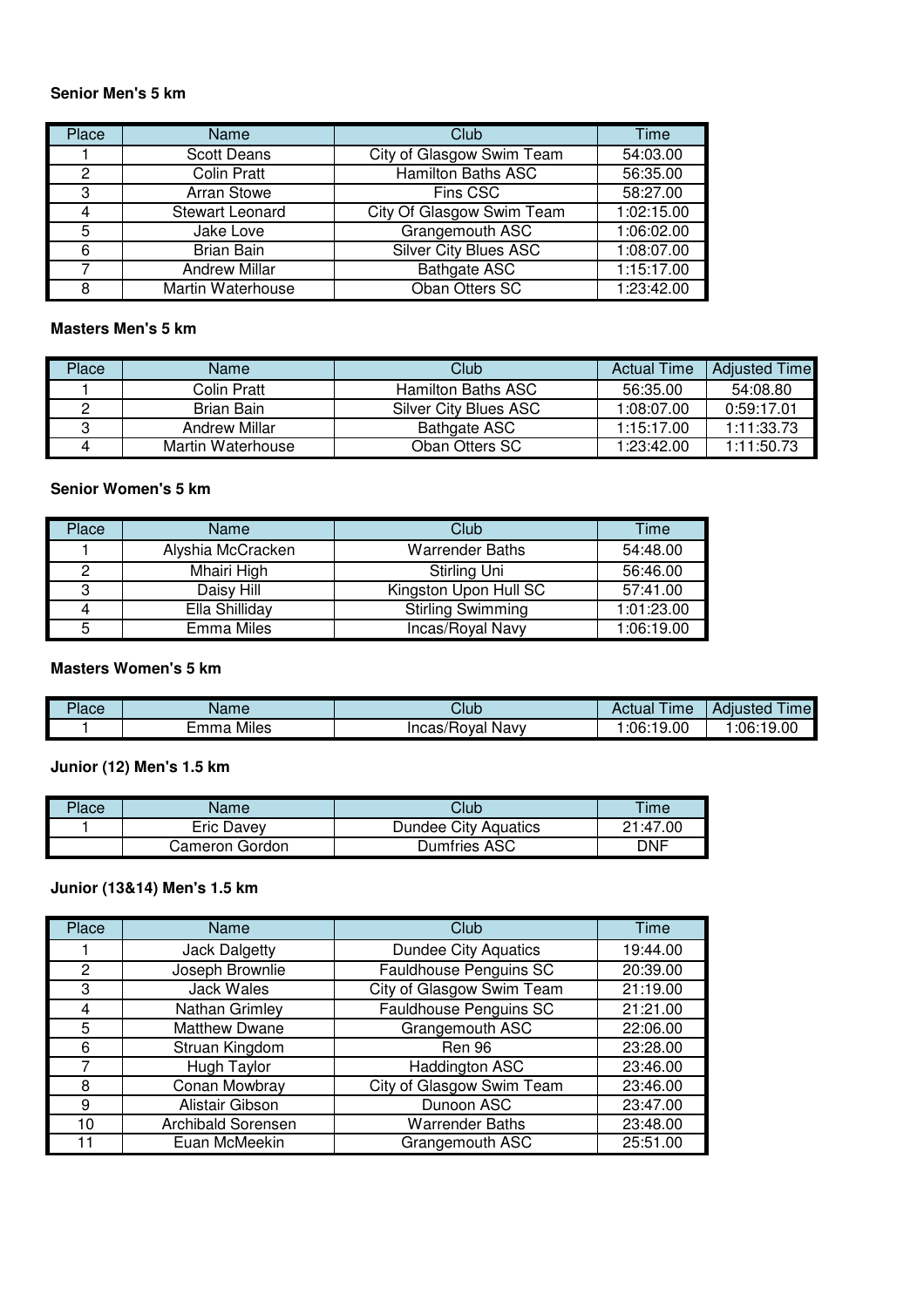### Senior Men's 5 km

| Place | Name | Club | Time |
|---|---|---|---|
| 1 | Scott Deans | City of Glasgow Swim Team | 54:03.00 |
| 2 | Colin Pratt | Hamilton Baths ASC | 56:35.00 |
| 3 | Arran Stowe | Fins CSC | 58:27.00 |
| 4 | Stewart Leonard | City Of Glasgow Swim Team | 1:02:15.00 |
| 5 | Jake Love | Grangemouth ASC | 1:06:02.00 |
| 6 | Brian Bain | Silver City Blues ASC | 1:08:07.00 |
| 7 | Andrew Millar | Bathgate ASC | 1:15:17.00 |
| 8 | Martin Waterhouse | Oban Otters SC | 1:23:42.00 |

### Masters Men's 5 km

| Place | Name | Club | Actual Time | Adjusted Time |
|---|---|---|---|---|
| 1 | Colin Pratt | Hamilton Baths ASC | 56:35.00 | 54:08.80 |
| 2 | Brian Bain | Silver City Blues ASC | 1:08:07.00 | 0:59:17.01 |
| 3 | Andrew Millar | Bathgate ASC | 1:15:17.00 | 1:11:33.73 |
| 4 | Martin Waterhouse | Oban Otters SC | 1:23:42.00 | 1:11:50.73 |

### Senior Women's 5 km

| Place | Name | Club | Time |
|---|---|---|---|
| 1 | Alyshia McCracken | Warrender Baths | 54:48.00 |
| 2 | Mhairi High | Stirling Uni | 56:46.00 |
| 3 | Daisy Hill | Kingston Upon Hull SC | 57:41.00 |
| 4 | Ella Shilliday | Stirling Swimming | 1:01:23.00 |
| 5 | Emma Miles | Incas/Royal Navy | 1:06:19.00 |

### Masters Women's 5 km

| Place | Name | Club | Actual Time | Adjusted Time |
|---|---|---|---|---|
| 1 | Emma Miles | Incas/Royal Navy | 1:06:19.00 | 1:06:19.00 |

### Junior (12) Men's 1.5 km

| Place | Name | Club | Time |
|---|---|---|---|
| 1 | Eric Davey | Dundee City Aquatics | 21:47.00 |
| | Cameron Gordon | Dumfries ASC | DNF |

### Junior (13&14) Men's 1.5 km

| Place | Name | Club | Time |
|---|---|---|---|
| 1 | Jack Dalgetty | Dundee City Aquatics | 19:44.00 |
| 2 | Joseph Brownlie | Fauldhouse Penguins SC | 20:39.00 |
| 3 | Jack Wales | City of Glasgow Swim Team | 21:19.00 |
| 4 | Nathan Grimley | Fauldhouse Penguins SC | 21:21.00 |
| 5 | Matthew Dwane | Grangemouth ASC | 22:06.00 |
| 6 | Struan Kingdom | Ren 96 | 23:28.00 |
| 7 | Hugh Taylor | Haddington ASC | 23:46.00 |
| 8 | Conan Mowbray | City of Glasgow Swim Team | 23:46.00 |
| 9 | Alistair Gibson | Dunoon ASC | 23:47.00 |
| 10 | Archibald Sorensen | Warrender Baths | 23:48.00 |
| 11 | Euan McMeekin | Grangemouth ASC | 25:51.00 |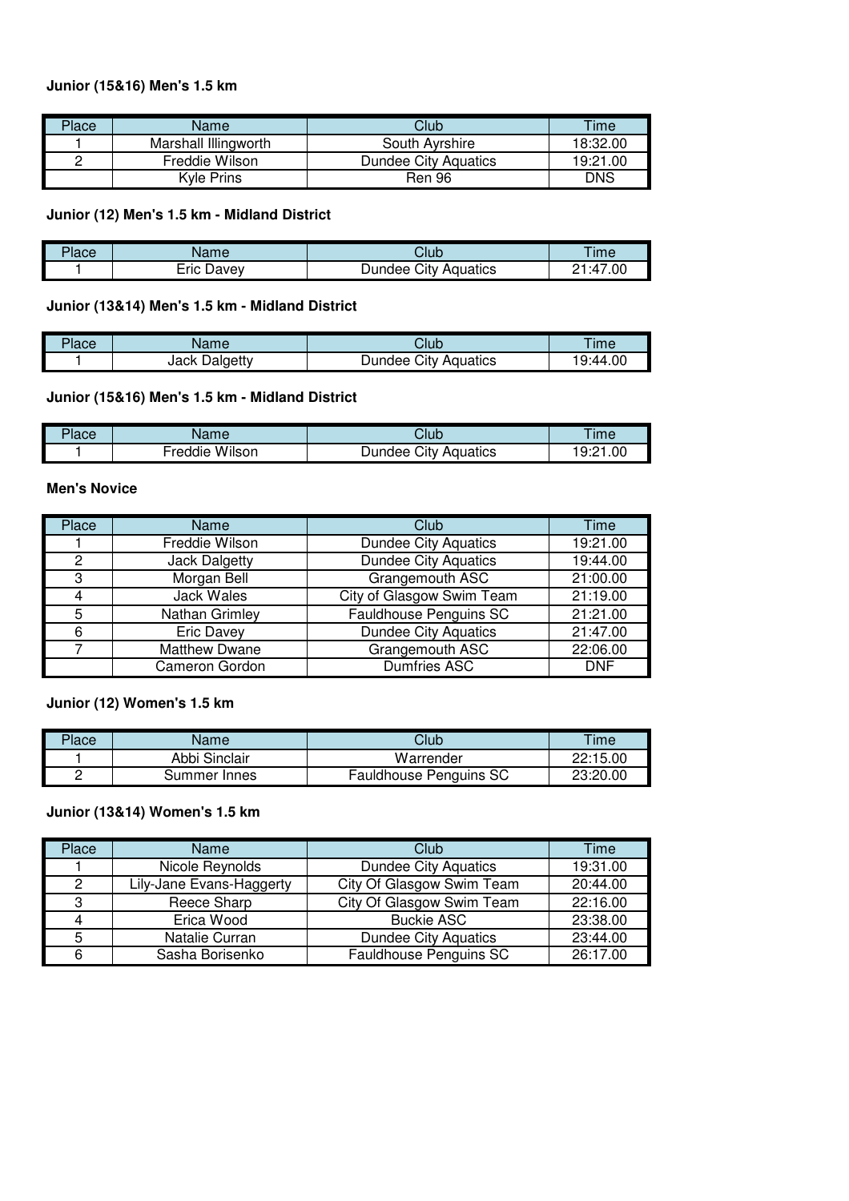### Junior (15&16) Men's 1.5 km

| Place | Name | Club | Time |
|---|---|---|---|
| 1 | Marshall Illingworth | South Ayrshire | 18:32.00 |
| 2 | Freddie Wilson | Dundee City Aquatics | 19:21.00 |
| | Kyle Prins | Ren 96 | DNS |

### Junior (12) Men's 1.5 km - Midland District

| Place | Name | Club | Time |
|---|---|---|---|
| 1 | Eric Davey | Dundee City Aquatics | 21:47.00 |

### Junior (13&14) Men's 1.5 km - Midland District

| Place | Name | Club | Time |
|---|---|---|---|
| 1 | Jack Dalgetty | Dundee City Aquatics | 19:44.00 |

### Junior (15&16) Men's 1.5 km - Midland District

| Place | Name | Club | Time |
|---|---|---|---|
| 1 | Freddie Wilson | Dundee City Aquatics | 19:21.00 |

### Men's Novice

| Place | Name | Club | Time |
|---|---|---|---|
| 1 | Freddie Wilson | Dundee City Aquatics | 19:21.00 |
| 2 | Jack Dalgetty | Dundee City Aquatics | 19:44.00 |
| 3 | Morgan Bell | Grangemouth ASC | 21:00.00 |
| 4 | Jack Wales | City of Glasgow Swim Team | 21:19.00 |
| 5 | Nathan Grimley | Fauldhouse Penguins SC | 21:21.00 |
| 6 | Eric Davey | Dundee City Aquatics | 21:47.00 |
| 7 | Matthew Dwane | Grangemouth ASC | 22:06.00 |
| | Cameron Gordon | Dumfries ASC | DNF |

### Junior (12) Women's 1.5 km

| Place | Name | Club | Time |
|---|---|---|---|
| 1 | Abbi Sinclair | Warrender | 22:15.00 |
| 2 | Summer Innes | Fauldhouse Penguins SC | 23:20.00 |

### Junior (13&14) Women's 1.5 km

| Place | Name | Club | Time |
|---|---|---|---|
| 1 | Nicole Reynolds | Dundee City Aquatics | 19:31.00 |
| 2 | Lily-Jane Evans-Haggerty | City Of Glasgow Swim Team | 20:44.00 |
| 3 | Reece Sharp | City Of Glasgow Swim Team | 22:16.00 |
| 4 | Erica Wood | Buckie ASC | 23:38.00 |
| 5 | Natalie Curran | Dundee City Aquatics | 23:44.00 |
| 6 | Sasha Borisenko | Fauldhouse Penguins SC | 26:17.00 |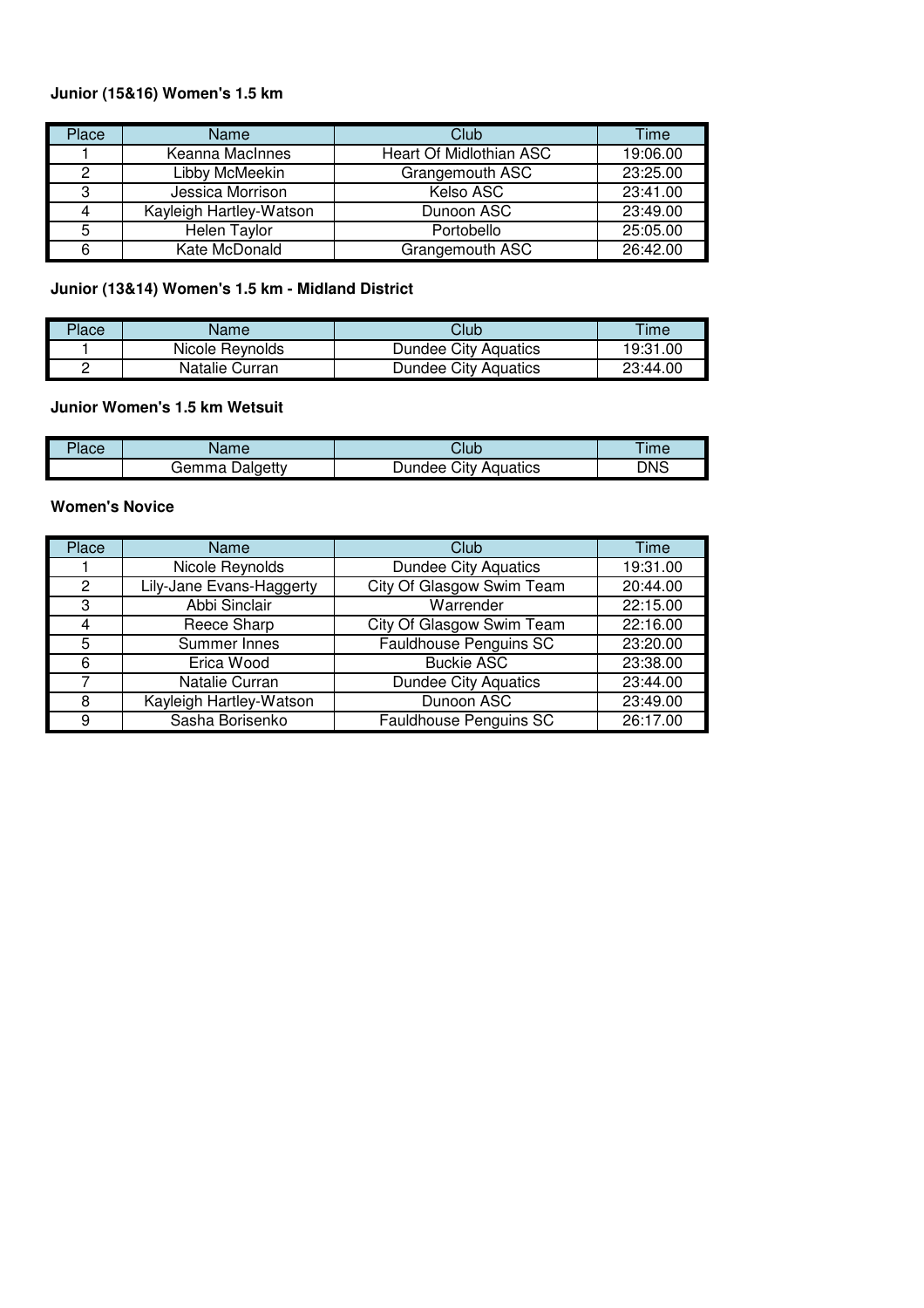**Junior (15&16) Women's 1.5 km**

| Place | Name | Club | Time |
|---|---|---|---|
| 1 | Keanna MacInnes | Heart Of Midlothian ASC | 19:06.00 |
| 2 | Libby McMeekin | Grangemouth ASC | 23:25.00 |
| 3 | Jessica Morrison | Kelso ASC | 23:41.00 |
| 4 | Kayleigh Hartley-Watson | Dunoon ASC | 23:49.00 |
| 5 | Helen Taylor | Portobello | 25:05.00 |
| 6 | Kate McDonald | Grangemouth ASC | 26:42.00 |

**Junior (13&14) Women's 1.5 km - Midland District**

| Place | Name | Club | Time |
|---|---|---|---|
| 1 | Nicole Reynolds | Dundee City Aquatics | 19:31.00 |
| 2 | Natalie Curran | Dundee City Aquatics | 23:44.00 |

**Junior Women's 1.5 km Wetsuit**

| Place | Name | Club | Time |
|---|---|---|---|
| | Gemma Dalgetty | Dundee City Aquatics | DNS |

**Women's Novice**

| Place | Name | Club | Time |
|---|---|---|---|
| 1 | Nicole Reynolds | Dundee City Aquatics | 19:31.00 |
| 2 | Lily-Jane Evans-Haggerty | City Of Glasgow Swim Team | 20:44.00 |
| 3 | Abbi Sinclair | Warrender | 22:15.00 |
| 4 | Reece Sharp | City Of Glasgow Swim Team | 22:16.00 |
| 5 | Summer Innes | Fauldhouse Penguins SC | 23:20.00 |
| 6 | Erica Wood | Buckie ASC | 23:38.00 |
| 7 | Natalie Curran | Dundee City Aquatics | 23:44.00 |
| 8 | Kayleigh Hartley-Watson | Dunoon ASC | 23:49.00 |
| 9 | Sasha Borisenko | Fauldhouse Penguins SC | 26:17.00 |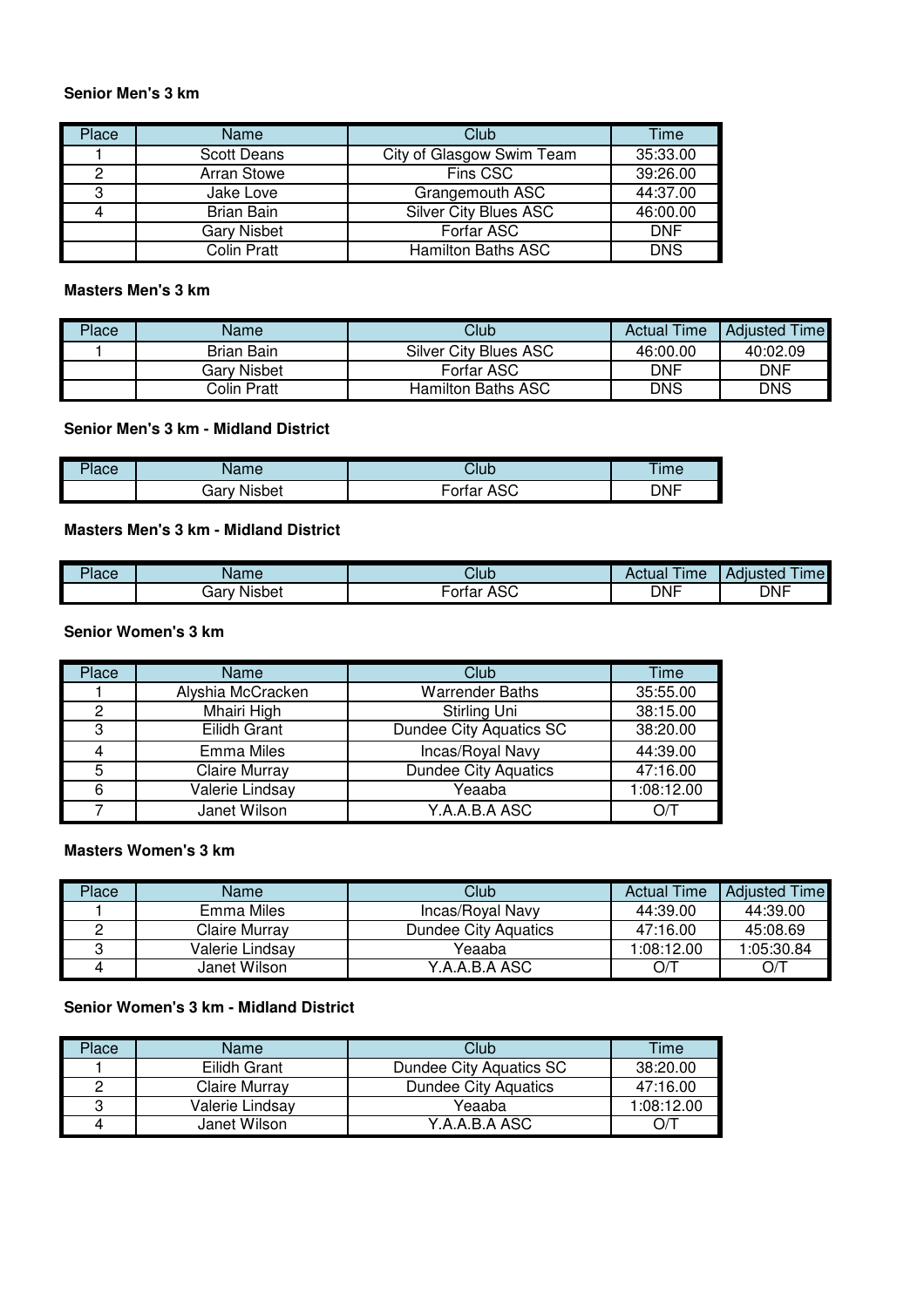**Senior Men's 3 km**

| Place | Name | Club | Time |
|---|---|---|---|
| 1 | Scott Deans | City of Glasgow Swim Team | 35:33.00 |
| 2 | Arran Stowe | Fins CSC | 39:26.00 |
| 3 | Jake Love | Grangemouth ASC | 44:37.00 |
| 4 | Brian Bain | Silver City Blues ASC | 46:00.00 |
| | Gary Nisbet | Forfar ASC | DNF |
| | Colin Pratt | Hamilton Baths ASC | DNS |

**Masters Men's 3 km**

| Place | Name | Club | Actual Time | Adjusted Time |
|---|---|---|---|---|
| 1 | Brian Bain | Silver City Blues ASC | 46:00.00 | 40:02.09 |
| | Gary Nisbet | Forfar ASC | DNF | DNF |
| | Colin Pratt | Hamilton Baths ASC | DNS | DNS |

**Senior Men's 3 km - Midland District**

| Place | Name | Club | Time |
|---|---|---|---|
| | Gary Nisbet | Forfar ASC | DNF |

**Masters Men's 3 km - Midland District**

| Place | Name | Club | Actual Time | Adjusted Time |
|---|---|---|---|---|
| | Gary Nisbet | Forfar ASC | DNF | DNF |

**Senior Women's 3 km**

| Place | Name | Club | Time |
|---|---|---|---|
| 1 | Alyshia McCracken | Warrender Baths | 35:55.00 |
| 2 | Mhairi High | Stirling Uni | 38:15.00 |
| 3 | Eilidh Grant | Dundee City Aquatics SC | 38:20.00 |
| 4 | Emma Miles | Incas/Royal Navy | 44:39.00 |
| 5 | Claire Murray | Dundee City Aquatics | 47:16.00 |
| 6 | Valerie Lindsay | Yeaaba | 1:08:12.00 |
| 7 | Janet Wilson | Y.A.A.B.A ASC | O/T |

**Masters Women's 3 km**

| Place | Name | Club | Actual Time | Adjusted Time |
|---|---|---|---|---|
| 1 | Emma Miles | Incas/Royal Navy | 44:39.00 | 44:39.00 |
| 2 | Claire Murray | Dundee City Aquatics | 47:16.00 | 45:08.69 |
| 3 | Valerie Lindsay | Yeaaba | 1:08:12.00 | 1:05:30.84 |
| 4 | Janet Wilson | Y.A.A.B.A ASC | O/T | O/T |

**Senior Women's 3 km - Midland District**

| Place | Name | Club | Time |
|---|---|---|---|
| 1 | Eilidh Grant | Dundee City Aquatics SC | 38:20.00 |
| 2 | Claire Murray | Dundee City Aquatics | 47:16.00 |
| 3 | Valerie Lindsay | Yeaaba | 1:08:12.00 |
| 4 | Janet Wilson | Y.A.A.B.A ASC | O/T |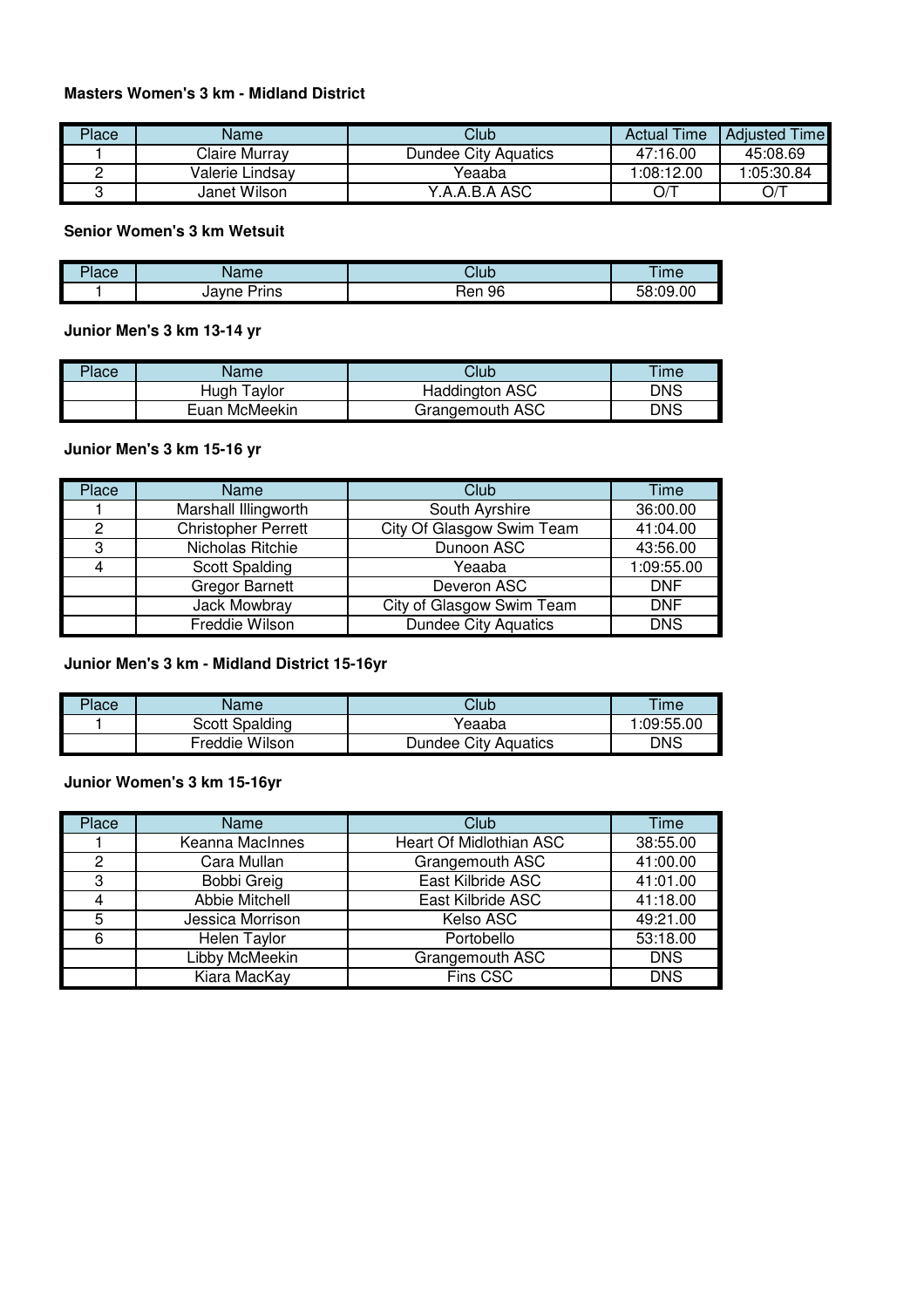**Masters Women's 3 km - Midland District**

| Place | Name | Club | Actual Time | Adjusted Time |
|---|---|---|---|---|
| 1 | Claire Murray | Dundee City Aquatics | 47:16.00 | 45:08.69 |
| 2 | Valerie Lindsay | Yeaaba | 1:08:12.00 | 1:05:30.84 |
| 3 | Janet Wilson | Y.A.A.B.A ASC | O/T | O/T |

**Senior Women's 3 km Wetsuit**

| Place | Name | Club | Time |
|---|---|---|---|
| 1 | Jayne Prins | Ren 96 | 58:09.00 |

**Junior Men's 3 km 13-14 yr**

| Place | Name | Club | Time |
|---|---|---|---|
| | Hugh Taylor | Haddington ASC | DNS |
| | Euan McMeekin | Grangemouth ASC | DNS |

**Junior Men's 3 km 15-16 yr**

| Place | Name | Club | Time |
|---|---|---|---|
| 1 | Marshall Illingworth | South Ayrshire | 36:00.00 |
| 2 | Christopher Perrett | City Of Glasgow Swim Team | 41:04.00 |
| 3 | Nicholas Ritchie | Dunoon ASC | 43:56.00 |
| 4 | Scott Spalding | Yeaaba | 1:09:55.00 |
| | Gregor Barnett | Deveron ASC | DNF |
| | Jack Mowbray | City of Glasgow Swim Team | DNF |
| | Freddie Wilson | Dundee City Aquatics | DNS |

**Junior Men's 3 km - Midland District 15-16yr**

| Place | Name | Club | Time |
|---|---|---|---|
| 1 | Scott Spalding | Yeaaba | 1:09:55.00 |
| | Freddie Wilson | Dundee City Aquatics | DNS |

**Junior Women's 3 km 15-16yr**

| Place | Name | Club | Time |
|---|---|---|---|
| 1 | Keanna MacInnes | Heart Of Midlothian ASC | 38:55.00 |
| 2 | Cara Mullan | Grangemouth ASC | 41:00.00 |
| 3 | Bobbi Greig | East Kilbride ASC | 41:01.00 |
| 4 | Abbie Mitchell | East Kilbride ASC | 41:18.00 |
| 5 | Jessica Morrison | Kelso ASC | 49:21.00 |
| 6 | Helen Taylor | Portobello | 53:18.00 |
| | Libby McMeekin | Grangemouth ASC | DNS |
| | Kiara MacKay | Fins CSC | DNS |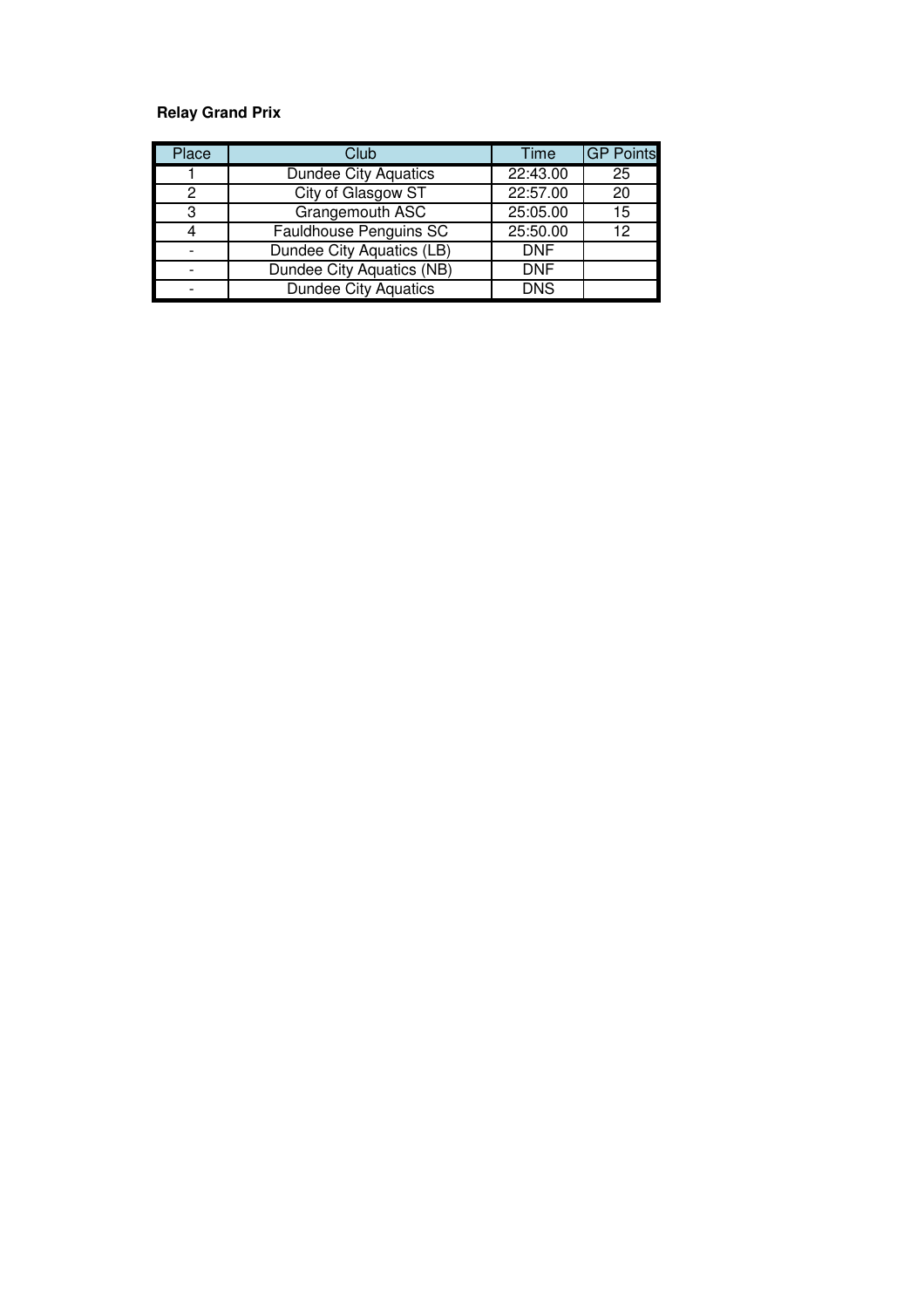**Relay Grand Prix**

| Place | Club | Time | GP Points |
|---|---|---|---|
| 1 | Dundee City Aquatics | 22:43.00 | 25 |
| 2 | City of Glasgow ST | 22:57.00 | 20 |
| 3 | Grangemouth ASC | 25:05.00 | 15 |
| 4 | Fauldhouse Penguins SC | 25:50.00 | 12 |
| - | Dundee City Aquatics (LB) | DNF | |
| - | Dundee City Aquatics (NB) | DNF | |
| - | Dundee City Aquatics | DNS | |